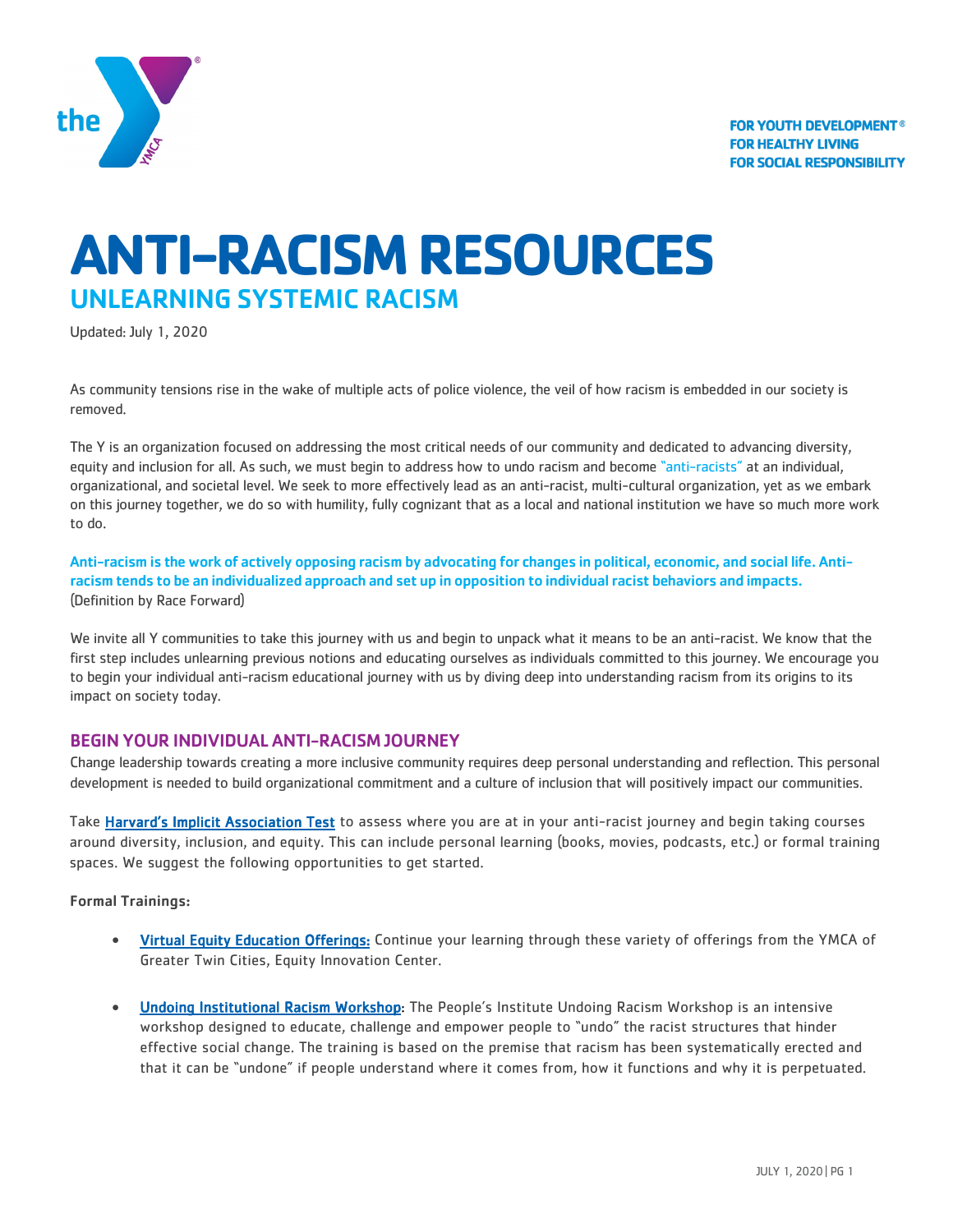FOR YOUTH DEVELOPMENT®
FOR HEALTHY LIVING
FOR SOCIAL RESPONSIBILITY

# ANTI-RACISM RESOURCES

## UNLEARNING SYSTEMIC RACISM

Updated: July 1, 2020

As community tensions rise in the wake of multiple acts of police violence, the veil of how racism is embedded in our society is removed.

The Y is an organization focused on addressing the most critical needs of our community and dedicated to advancing diversity, equity and inclusion for all. As such, we must begin to address how to undo racism and become "anti-racists" at an individual, organizational, and societal level. We seek to more effectively lead as an anti-racist, multi-cultural organization, yet as we embark on this journey together, we do so with humility, fully cognizant that as a local and national institution we have so much more work to do.

**Anti-racism is the work of actively opposing racism by advocating for changes in political, economic, and social life. Anti-racism tends to be an individualized approach and set up in opposition to individual racist behaviors and impacts.**
(Definition by Race Forward)

We invite all Y communities to take this journey with us and begin to unpack what it means to be an anti-racist. We know that the first step includes unlearning previous notions and educating ourselves as individuals committed to this journey. We encourage you to begin your individual anti-racism educational journey with us by diving deep into understanding racism from its origins to its impact on society today.

### BEGIN YOUR INDIVIDUAL ANTI-RACISM JOURNEY

Change leadership towards creating a more inclusive community requires deep personal understanding and reflection. This personal development is needed to build organizational commitment and a culture of inclusion that will positively impact our communities.

Take **Harvard's Implicit Association Test** to assess where you are at in your anti-racist journey and begin taking courses around diversity, inclusion, and equity. This can include personal learning (books, movies, podcasts, etc.) or formal training spaces. We suggest the following opportunities to get started.

**Formal Trainings:**

- Virtual Equity Education Offerings: Continue your learning through these variety of offerings from the YMCA of Greater Twin Cities, Equity Innovation Center.
- Undoing Institutional Racism Workshop: The People's Institute Undoing Racism Workshop is an intensive workshop designed to educate, challenge and empower people to "undo" the racist structures that hinder effective social change. The training is based on the premise that racism has been systematically erected and that it can be "undone" if people understand where it comes from, how it functions and why it is perpetuated.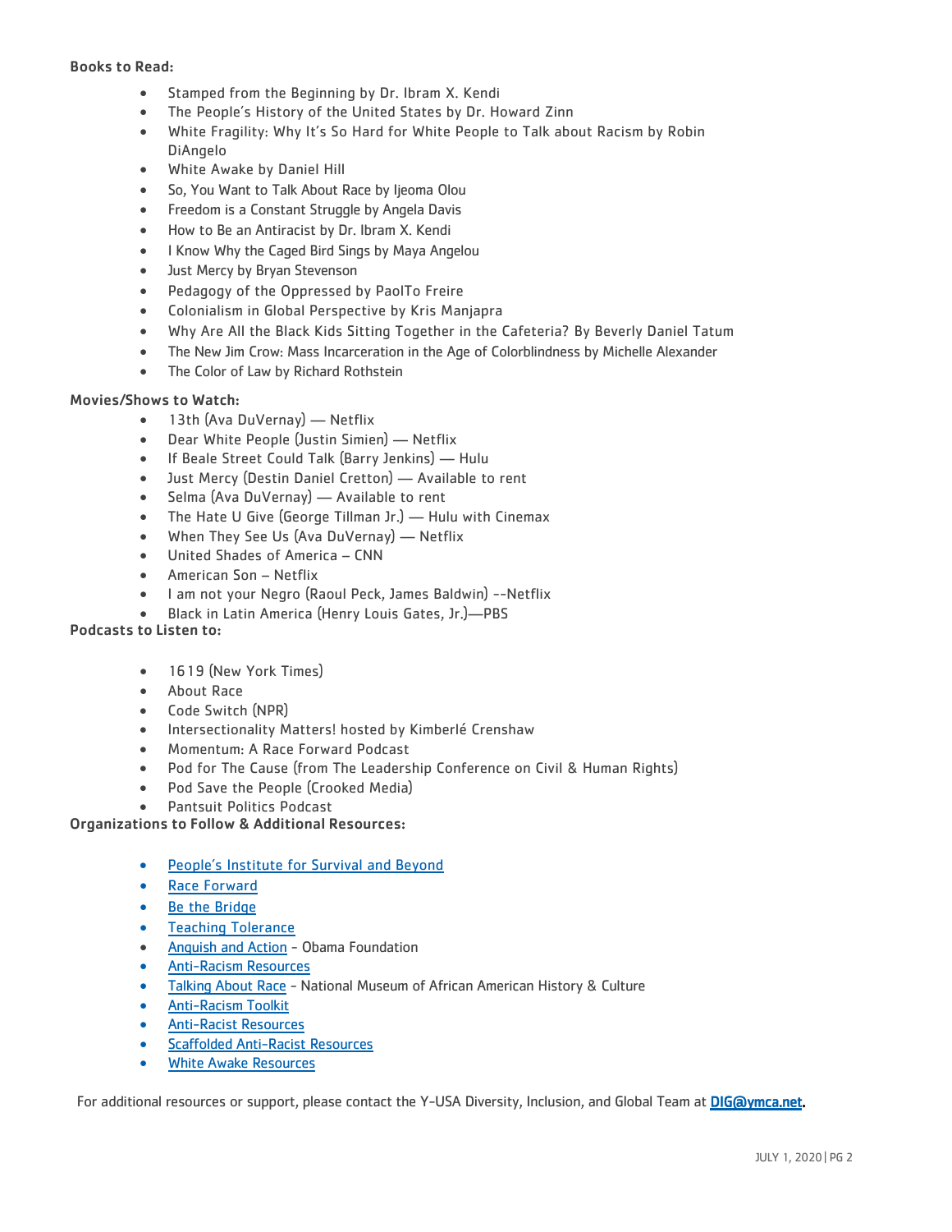**Books to Read:**

- Stamped from the Beginning by Dr. Ibram X. Kendi
- The People's History of the United States by Dr. Howard Zinn
- White Fragility: Why It's So Hard for White People to Talk about Racism by Robin DiAngelo
- White Awake by Daniel Hill
- So, You Want to Talk About Race by Ijeoma Olou
- Freedom is a Constant Struggle by Angela Davis
- How to Be an Antiracist by Dr. Ibram X. Kendi
- I Know Why the Caged Bird Sings by Maya Angelou
- Just Mercy by Bryan Stevenson
- Pedagogy of the Oppressed by PaolTo Freire
- Colonialism in Global Perspective by Kris Manjapra
- Why Are All the Black Kids Sitting Together in the Cafeteria? By Beverly Daniel Tatum
- The New Jim Crow: Mass Incarceration in the Age of Colorblindness by Michelle Alexander
- The Color of Law by Richard Rothstein

**Movies/Shows to Watch:**

- 13th (Ava DuVernay) — Netflix
- Dear White People (Justin Simien) — Netflix
- If Beale Street Could Talk (Barry Jenkins) — Hulu
- Just Mercy (Destin Daniel Cretton) — Available to rent
- Selma (Ava DuVernay) — Available to rent
- The Hate U Give (George Tillman Jr.) — Hulu with Cinemax
- When They See Us (Ava DuVernay) — Netflix
- United Shades of America – CNN
- American Son – Netflix
- I am not your Negro (Raoul Peck, James Baldwin) --Netflix
- Black in Latin America (Henry Louis Gates, Jr.)—PBS

**Podcasts to Listen to:**

- 1619 (New York Times)
- About Race
- Code Switch (NPR)
- Intersectionality Matters! hosted by Kimberlé Crenshaw
- Momentum: A Race Forward Podcast
- Pod for The Cause (from The Leadership Conference on Civil & Human Rights)
- Pod Save the People (Crooked Media)
- Pantsuit Politics Podcast

**Organizations to Follow & Additional Resources:**

- People's Institute for Survival and Beyond
- Race Forward
- Be the Bridge
- Teaching Tolerance
- Anguish and Action - Obama Foundation
- Anti-Racism Resources
- Talking About Race - National Museum of African American History & Culture
- Anti-Racism Toolkit
- Anti-Racist Resources
- Scaffolded Anti-Racist Resources
- White Awake Resources

For additional resources or support, please contact the Y-USA Diversity, Inclusion, and Global Team at **DIG@ymca.net**.